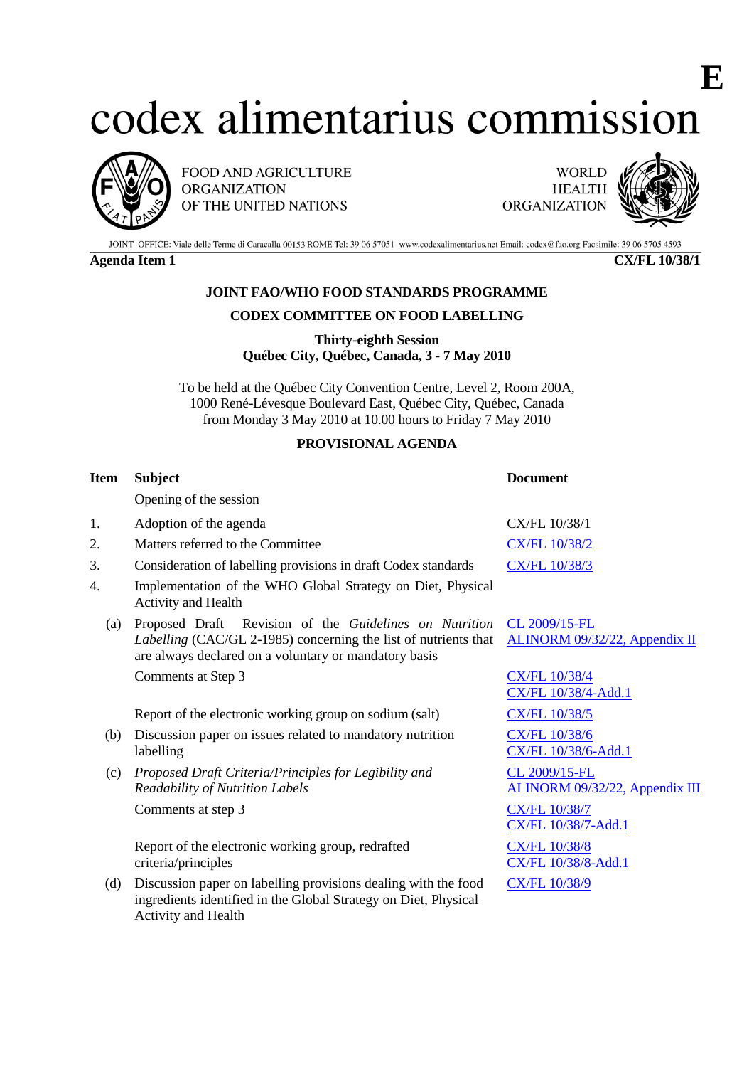E

# codex alimentarius commission

FOOD AND AGRICULTURE ORGANIZATION OF THE UNITED NATIONS

WORLD HEALTH ORGANIZATION

JOINT OFFICE: Viale delle Terme di Caracalla 00153 ROME Tel: 39 06 57051 www.codexalimentarius.net Email: codex@fao.org Facsimile: 39 06 5705 4593

**Agenda Item 1** **CX/FL 10/38/1**

**JOINT FAO/WHO FOOD STANDARDS PROGRAMME**

**CODEX COMMITTEE ON FOOD LABELLING**

**Thirty-eighth Session**
**Québec City, Québec, Canada, 3 - 7 May 2010**

To be held at the Québec City Convention Centre, Level 2, Room 200A,
1000 René-Lévesque Boulevard East, Québec City, Québec, Canada
from Monday 3 May 2010 at 10.00 hours to Friday 7 May 2010

**PROVISIONAL AGENDA**

| Item | Subject | Document |
|---|---|---|
| | Opening of the session | |
| 1. | Adoption of the agenda | CX/FL 10/38/1 |
| 2. | Matters referred to the Committee | CX/FL 10/38/2 |
| 3. | Consideration of labelling provisions in draft Codex standards | CX/FL 10/38/3 |
| 4. | Implementation of the WHO Global Strategy on Diet, Physical Activity and Health | |
| (a) | Proposed Draft Revision of the *Guidelines on Nutrition Labelling* (CAC/GL 2-1985) concerning the list of nutrients that are always declared on a voluntary or mandatory basis | CL 2009/15-FL<br>ALINORM 09/32/22, Appendix II |
| | Comments at Step 3 | CX/FL 10/38/4<br>CX/FL 10/38/4-Add.1 |
| | Report of the electronic working group on sodium (salt) | CX/FL 10/38/5 |
| (b) | Discussion paper on issues related to mandatory nutrition labelling | CX/FL 10/38/6<br>CX/FL 10/38/6-Add.1 |
| (c) | *Proposed Draft Criteria/Principles for Legibility and Readability of Nutrition Labels* | CL 2009/15-FL<br>ALINORM 09/32/22, Appendix III |
| | Comments at step 3 | CX/FL 10/38/7<br>CX/FL 10/38/7-Add.1 |
| | Report of the electronic working group, redrafted criteria/principles | CX/FL 10/38/8<br>CX/FL 10/38/8-Add.1 |
| (d) | Discussion paper on labelling provisions dealing with the food ingredients identified in the Global Strategy on Diet, Physical Activity and Health | CX/FL 10/38/9 |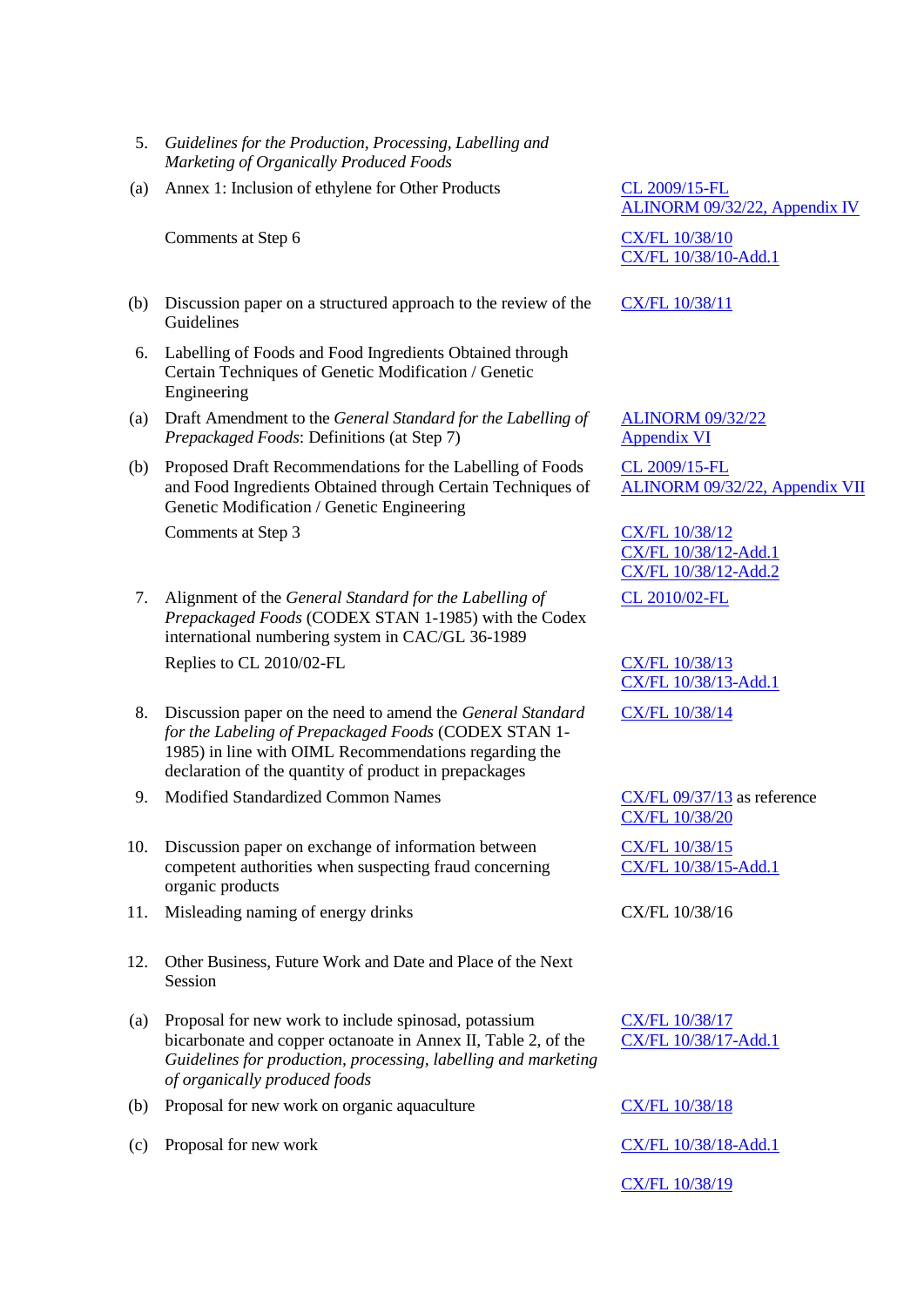| | | |
|---|---|---|
| 5. | *Guidelines for the Production, Processing, Labelling and Marketing of Organically Produced Foods* | |
| (a) | Annex 1: Inclusion of ethylene for Other Products | CL 2009/15-FL<br>ALINORM 09/32/22, Appendix IV |
| | Comments at Step 6 | CX/FL 10/38/10<br>CX/FL 10/38/10-Add.1 |
| (b) | Discussion paper on a structured approach to the review of the Guidelines | CX/FL 10/38/11 |
| 6. | Labelling of Foods and Food Ingredients Obtained through Certain Techniques of Genetic Modification / Genetic Engineering | |
| (a) | Draft Amendment to the *General Standard for the Labelling of Prepackaged Foods*: Definitions (at Step 7) | ALINORM 09/32/22<br>Appendix VI |
| (b) | Proposed Draft Recommendations for the Labelling of Foods and Food Ingredients Obtained through Certain Techniques of Genetic Modification / Genetic Engineering | CL 2009/15-FL<br>ALINORM 09/32/22, Appendix VII |
| | Comments at Step 3 | CX/FL 10/38/12<br>CX/FL 10/38/12-Add.1<br>CX/FL 10/38/12-Add.2 |
| 7. | Alignment of the *General Standard for the Labelling of Prepackaged Foods* (CODEX STAN 1-1985) with the Codex international numbering system in CAC/GL 36-1989 | CL 2010/02-FL |
| | Replies to CL 2010/02-FL | CX/FL 10/38/13<br>CX/FL 10/38/13-Add.1 |
| 8. | Discussion paper on the need to amend the *General Standard for the Labeling of Prepackaged Foods* (CODEX STAN 1-1985) in line with OIML Recommendations regarding the declaration of the quantity of product in prepackages | CX/FL 10/38/14 |
| 9. | Modified Standardized Common Names | CX/FL 09/37/13 as reference<br>CX/FL 10/38/20 |
| 10. | Discussion paper on exchange of information between competent authorities when suspecting fraud concerning organic products | CX/FL 10/38/15<br>CX/FL 10/38/15-Add.1 |
| 11. | Misleading naming of energy drinks | CX/FL 10/38/16 |
| 12. | Other Business, Future Work and Date and Place of the Next Session | |
| (a) | Proposal for new work to include spinosad, potassium bicarbonate and copper octanoate in Annex II, Table 2, of the *Guidelines for production, processing, labelling and marketing of organically produced foods* | CX/FL 10/38/17<br>CX/FL 10/38/17-Add.1 |
| (b) | Proposal for new work on organic aquaculture | CX/FL 10/38/18 |
| (c) | Proposal for new work | CX/FL 10/38/18-Add.1 |
| | | CX/FL 10/38/19 |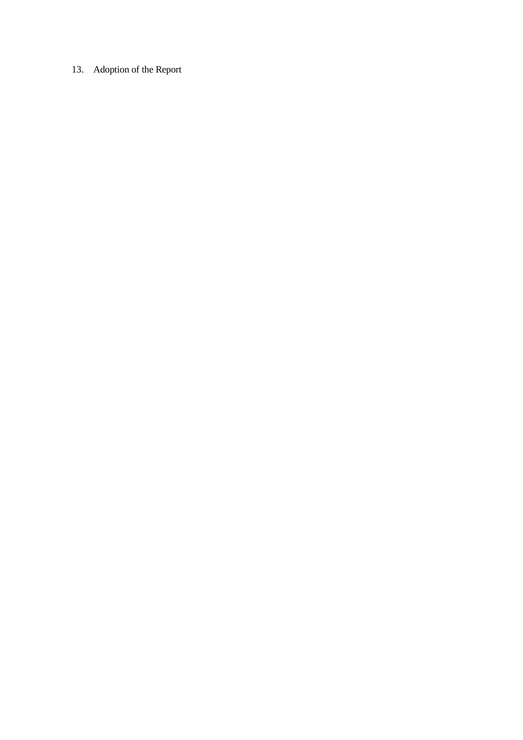13. Adoption of the Report